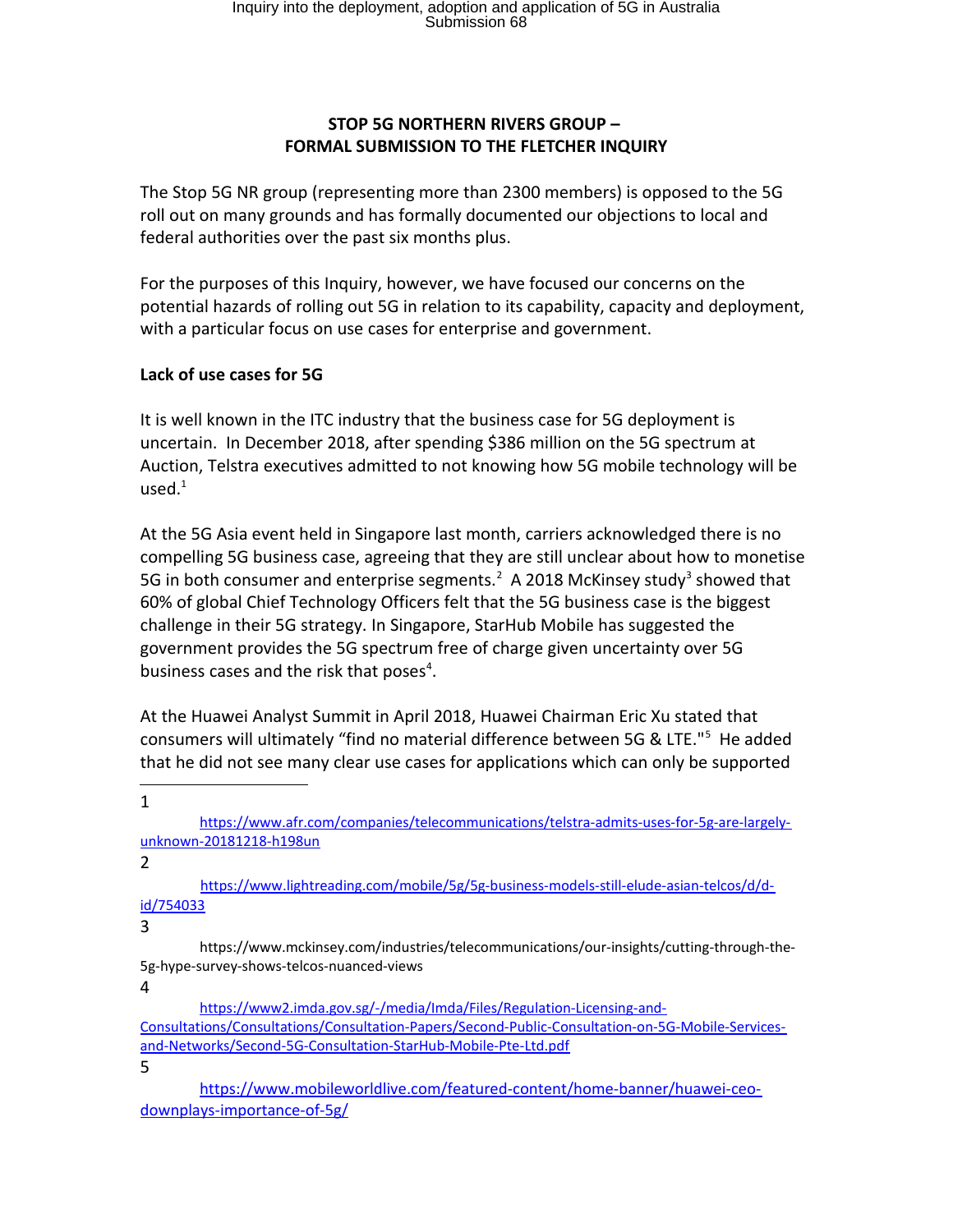**STOP 5G NORTHERN RIVERS GROUP –**
**FORMAL SUBMISSION TO THE FLETCHER INQUIRY**

The Stop 5G NR group (representing more than 2300 members) is opposed to the 5G roll out on many grounds and has formally documented our objections to local and federal authorities over the past six months plus.

For the purposes of this Inquiry, however, we have focused our concerns on the potential hazards of rolling out 5G in relation to its capability, capacity and deployment, with a particular focus on use cases for enterprise and government.

**Lack of use cases for 5G**

It is well known in the ITC industry that the business case for 5G deployment is uncertain. In December 2018, after spending $386 million on the 5G spectrum at Auction, Telstra executives admitted to not knowing how 5G mobile technology will be used.[1]

At the 5G Asia event held in Singapore last month, carriers acknowledged there is no compelling 5G business case, agreeing that they are still unclear about how to monetise 5G in both consumer and enterprise segments.[2] A 2018 McKinsey study[3] showed that 60% of global Chief Technology Officers felt that the 5G business case is the biggest challenge in their 5G strategy. In Singapore, StarHub Mobile has suggested the government provides the 5G spectrum free of charge given uncertainty over 5G business cases and the risk that poses[4].

At the Huawei Analyst Summit in April 2018, Huawei Chairman Eric Xu stated that consumers will ultimately "find no material difference between 5G & LTE."[5] He added that he did not see many clear use cases for applications which can only be supported

---

1 https://www.afr.com/companies/telecommunications/telstra-admits-uses-for-5g-are-largely-unknown-20181218-h198un

2 https://www.lightreading.com/mobile/5g/5g-business-models-still-elude-asian-telcos/d/d-id/754033

3 https://www.mckinsey.com/industries/telecommunications/our-insights/cutting-through-the-5g-hype-survey-shows-telcos-nuanced-views

4 https://www2.imda.gov.sg/-/media/Imda/Files/Regulation-Licensing-and-Consultations/Consultations/Consultation-Papers/Second-Public-Consultation-on-5G-Mobile-Services-and-Networks/Second-5G-Consultation-StarHub-Mobile-Pte-Ltd.pdf

5 https://www.mobileworldlive.com/featured-content/home-banner/huawei-ceo-downplays-importance-of-5g/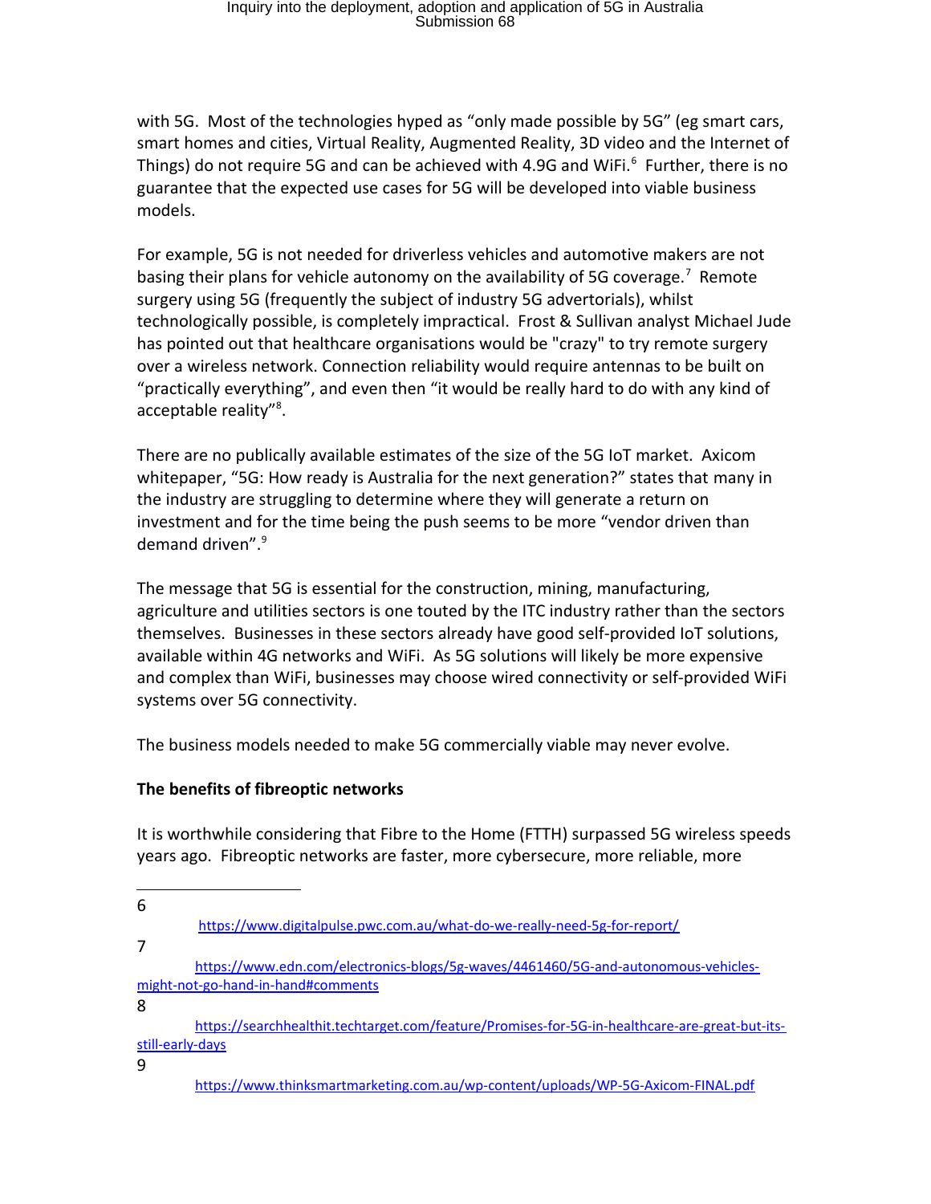with 5G. Most of the technologies hyped as "only made possible by 5G" (eg smart cars, smart homes and cities, Virtual Reality, Augmented Reality, 3D video and the Internet of Things) do not require 5G and can be achieved with 4.9G and WiFi.[6] Further, there is no guarantee that the expected use cases for 5G will be developed into viable business models.

For example, 5G is not needed for driverless vehicles and automotive makers are not basing their plans for vehicle autonomy on the availability of 5G coverage.[7] Remote surgery using 5G (frequently the subject of industry 5G advertorials), whilst technologically possible, is completely impractical. Frost & Sullivan analyst Michael Jude has pointed out that healthcare organisations would be "crazy" to try remote surgery over a wireless network. Connection reliability would require antennas to be built on "practically everything", and even then "it would be really hard to do with any kind of acceptable reality"[8].

There are no publically available estimates of the size of the 5G IoT market. Axicom whitepaper, "5G: How ready is Australia for the next generation?" states that many in the industry are struggling to determine where they will generate a return on investment and for the time being the push seems to be more "vendor driven than demand driven".[9]

The message that 5G is essential for the construction, mining, manufacturing, agriculture and utilities sectors is one touted by the ITC industry rather than the sectors themselves. Businesses in these sectors already have good self-provided IoT solutions, available within 4G networks and WiFi. As 5G solutions will likely be more expensive and complex than WiFi, businesses may choose wired connectivity or self-provided WiFi systems over 5G connectivity.

The business models needed to make 5G commercially viable may never evolve.

**The benefits of fibreoptic networks**

It is worthwhile considering that Fibre to the Home (FTTH) surpassed 5G wireless speeds years ago. Fibreoptic networks are faster, more cybersecure, more reliable, more

---

6 https://www.digitalpulse.pwc.com.au/what-do-we-really-need-5g-for-report/

7 https://www.edn.com/electronics-blogs/5g-waves/4461460/5G-and-autonomous-vehicles-might-not-go-hand-in-hand#comments

8 https://searchhealthit.techtarget.com/feature/Promises-for-5G-in-healthcare-are-great-but-its-still-early-days

9 https://www.thinksmartmarketing.com.au/wp-content/uploads/WP-5G-Axicom-FINAL.pdf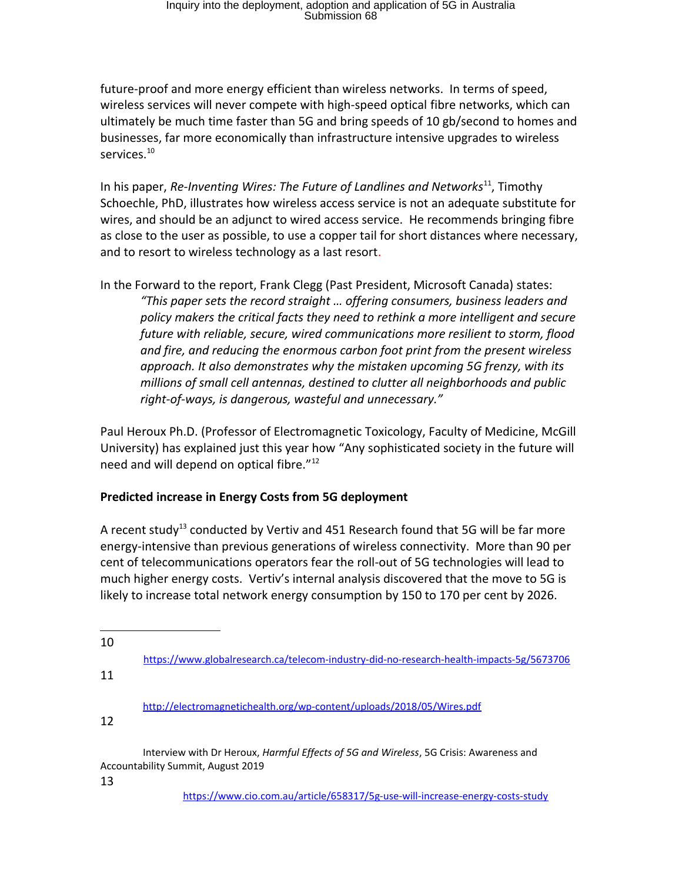future-proof and more energy efficient than wireless networks. In terms of speed, wireless services will never compete with high-speed optical fibre networks, which can ultimately be much time faster than 5G and bring speeds of 10 gb/second to homes and businesses, far more economically than infrastructure intensive upgrades to wireless services.[10]

In his paper, *Re-Inventing Wires: The Future of Landlines and Networks*[11], Timothy Schoechle, PhD, illustrates how wireless access service is not an adequate substitute for wires, and should be an adjunct to wired access service. He recommends bringing fibre as close to the user as possible, to use a copper tail for short distances where necessary, and to resort to wireless technology as a last resort.

In the Forward to the report, Frank Clegg (Past President, Microsoft Canada) states:

> *"This paper sets the record straight … offering consumers, business leaders and policy makers the critical facts they need to rethink a more intelligent and secure future with reliable, secure, wired communications more resilient to storm, flood and fire, and reducing the enormous carbon foot print from the present wireless approach. It also demonstrates why the mistaken upcoming 5G frenzy, with its millions of small cell antennas, destined to clutter all neighborhoods and public right-of-ways, is dangerous, wasteful and unnecessary."*

Paul Heroux Ph.D. (Professor of Electromagnetic Toxicology, Faculty of Medicine, McGill University) has explained just this year how "Any sophisticated society in the future will need and will depend on optical fibre."[12]

**Predicted increase in Energy Costs from 5G deployment**

A recent study[13] conducted by Vertiv and 451 Research found that 5G will be far more energy-intensive than previous generations of wireless connectivity. More than 90 per cent of telecommunications operators fear the roll-out of 5G technologies will lead to much higher energy costs. Vertiv's internal analysis discovered that the move to 5G is likely to increase total network energy consumption by 150 to 170 per cent by 2026.

---

10 https://www.globalresearch.ca/telecom-industry-did-no-research-health-impacts-5g/5673706

11 http://electromagnetichealth.org/wp-content/uploads/2018/05/Wires.pdf

12 Interview with Dr Heroux, *Harmful Effects of 5G and Wireless*, 5G Crisis: Awareness and Accountability Summit, August 2019

13 https://www.cio.com.au/article/658317/5g-use-will-increase-energy-costs-study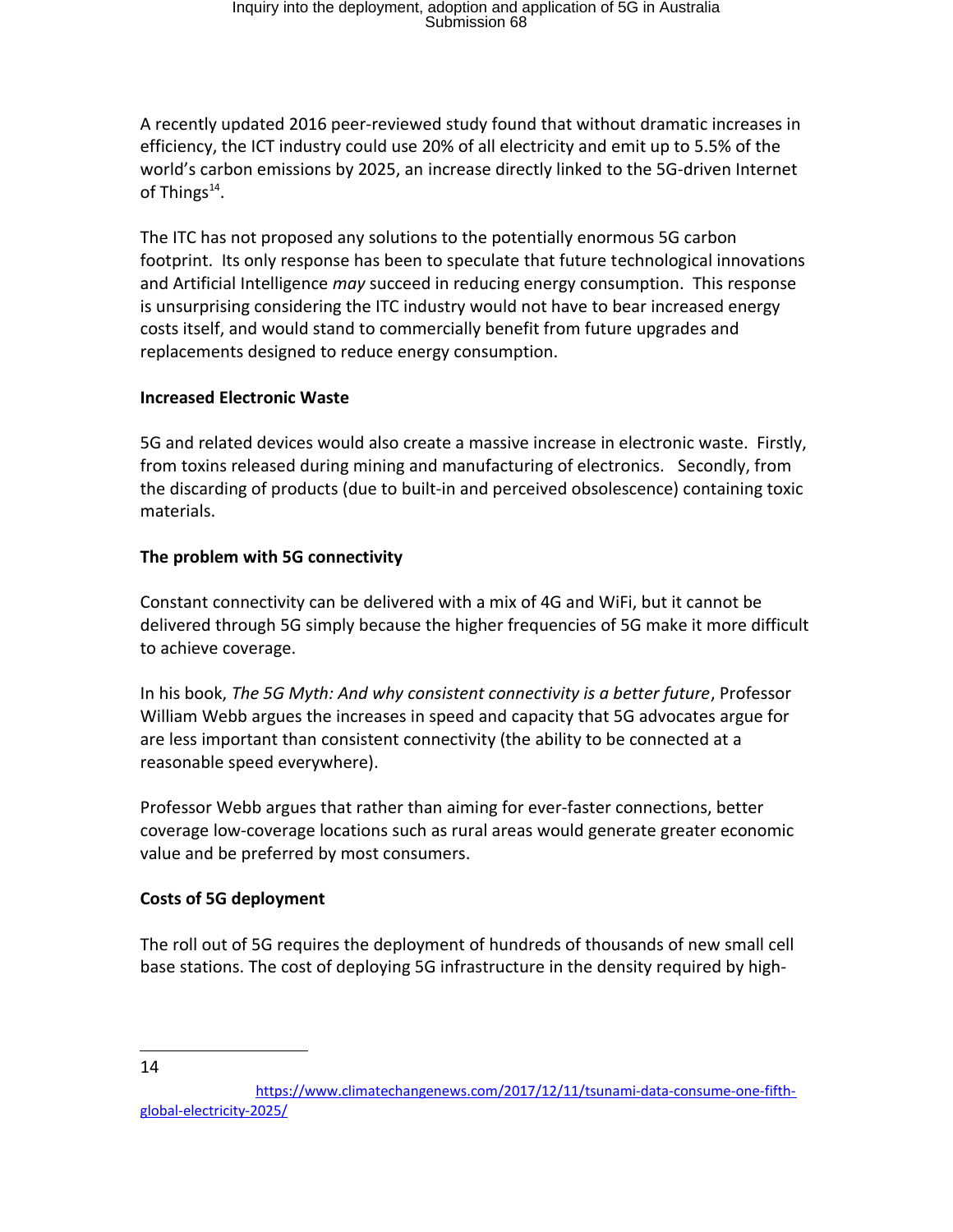A recently updated 2016 peer-reviewed study found that without dramatic increases in efficiency, the ICT industry could use 20% of all electricity and emit up to 5.5% of the world's carbon emissions by 2025, an increase directly linked to the 5G-driven Internet of Things[14].

The ITC has not proposed any solutions to the potentially enormous 5G carbon footprint. Its only response has been to speculate that future technological innovations and Artificial Intelligence *may* succeed in reducing energy consumption. This response is unsurprising considering the ITC industry would not have to bear increased energy costs itself, and would stand to commercially benefit from future upgrades and replacements designed to reduce energy consumption.

**Increased Electronic Waste**

5G and related devices would also create a massive increase in electronic waste. Firstly, from toxins released during mining and manufacturing of electronics. Secondly, from the discarding of products (due to built-in and perceived obsolescence) containing toxic materials.

**The problem with 5G connectivity**

Constant connectivity can be delivered with a mix of 4G and WiFi, but it cannot be delivered through 5G simply because the higher frequencies of 5G make it more difficult to achieve coverage.

In his book, *The 5G Myth: And why consistent connectivity is a better future*, Professor William Webb argues the increases in speed and capacity that 5G advocates argue for are less important than consistent connectivity (the ability to be connected at a reasonable speed everywhere).

Professor Webb argues that rather than aiming for ever-faster connections, better coverage low-coverage locations such as rural areas would generate greater economic value and be preferred by most consumers.

**Costs of 5G deployment**

The roll out of 5G requires the deployment of hundreds of thousands of new small cell base stations. The cost of deploying 5G infrastructure in the density required by high-

---

14 https://www.climatechangenews.com/2017/12/11/tsunami-data-consume-one-fifth-global-electricity-2025/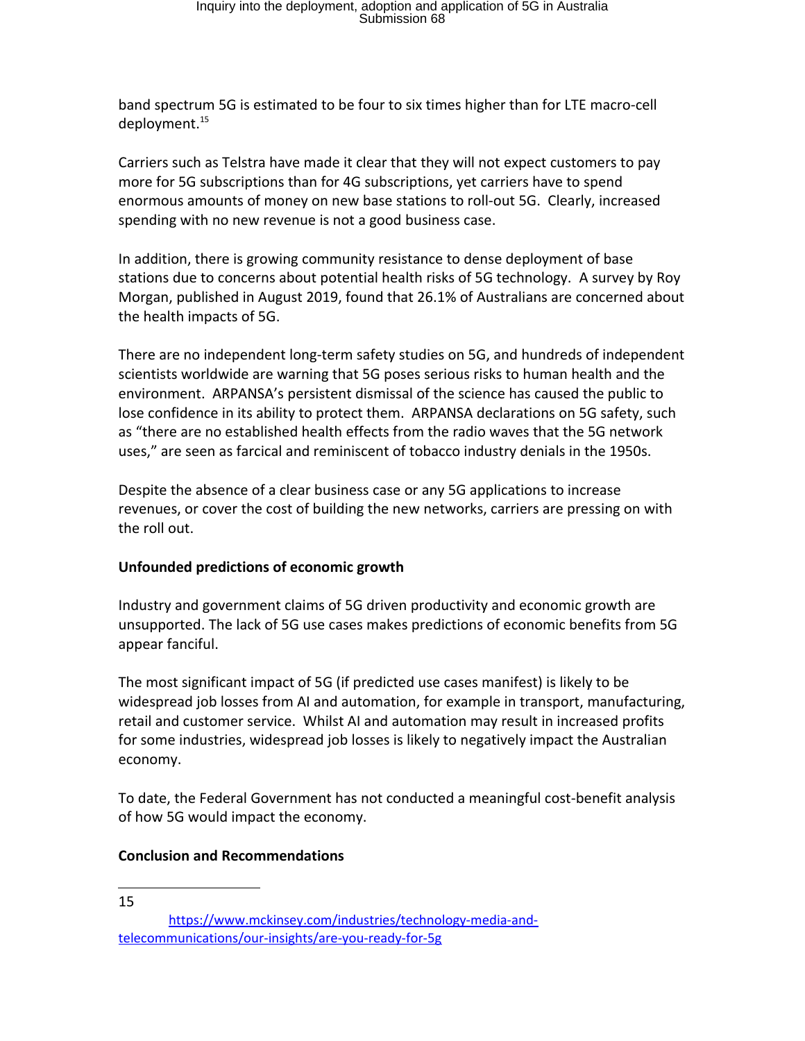band spectrum 5G is estimated to be four to six times higher than for LTE macro-cell deployment.[15]

Carriers such as Telstra have made it clear that they will not expect customers to pay more for 5G subscriptions than for 4G subscriptions, yet carriers have to spend enormous amounts of money on new base stations to roll-out 5G. Clearly, increased spending with no new revenue is not a good business case.

In addition, there is growing community resistance to dense deployment of base stations due to concerns about potential health risks of 5G technology. A survey by Roy Morgan, published in August 2019, found that 26.1% of Australians are concerned about the health impacts of 5G.

There are no independent long-term safety studies on 5G, and hundreds of independent scientists worldwide are warning that 5G poses serious risks to human health and the environment. ARPANSA's persistent dismissal of the science has caused the public to lose confidence in its ability to protect them. ARPANSA declarations on 5G safety, such as "there are no established health effects from the radio waves that the 5G network uses," are seen as farcical and reminiscent of tobacco industry denials in the 1950s.

Despite the absence of a clear business case or any 5G applications to increase revenues, or cover the cost of building the new networks, carriers are pressing on with the roll out.

**Unfounded predictions of economic growth**

Industry and government claims of 5G driven productivity and economic growth are unsupported. The lack of 5G use cases makes predictions of economic benefits from 5G appear fanciful.

The most significant impact of 5G (if predicted use cases manifest) is likely to be widespread job losses from AI and automation, for example in transport, manufacturing, retail and customer service. Whilst AI and automation may result in increased profits for some industries, widespread job losses is likely to negatively impact the Australian economy.

To date, the Federal Government has not conducted a meaningful cost-benefit analysis of how 5G would impact the economy.

**Conclusion and Recommendations**

---

15 https://www.mckinsey.com/industries/technology-media-and-telecommunications/our-insights/are-you-ready-for-5g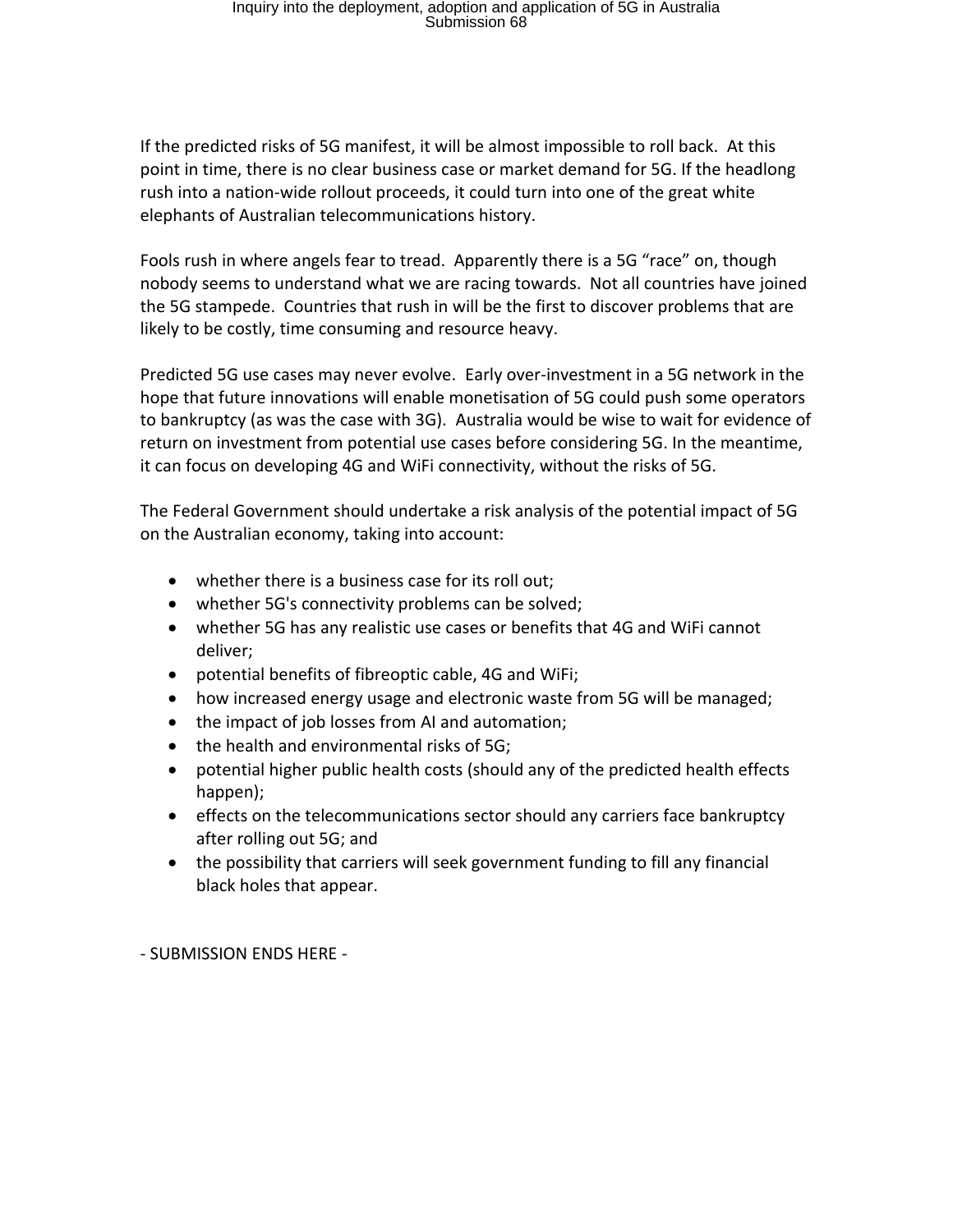If the predicted risks of 5G manifest, it will be almost impossible to roll back. At this point in time, there is no clear business case or market demand for 5G. If the headlong rush into a nation-wide rollout proceeds, it could turn into one of the great white elephants of Australian telecommunications history.

Fools rush in where angels fear to tread. Apparently there is a 5G "race" on, though nobody seems to understand what we are racing towards. Not all countries have joined the 5G stampede. Countries that rush in will be the first to discover problems that are likely to be costly, time consuming and resource heavy.

Predicted 5G use cases may never evolve. Early over-investment in a 5G network in the hope that future innovations will enable monetisation of 5G could push some operators to bankruptcy (as was the case with 3G). Australia would be wise to wait for evidence of return on investment from potential use cases before considering 5G. In the meantime, it can focus on developing 4G and WiFi connectivity, without the risks of 5G.

The Federal Government should undertake a risk analysis of the potential impact of 5G on the Australian economy, taking into account:

- whether there is a business case for its roll out;
- whether 5G's connectivity problems can be solved;
- whether 5G has any realistic use cases or benefits that 4G and WiFi cannot deliver;
- potential benefits of fibreoptic cable, 4G and WiFi;
- how increased energy usage and electronic waste from 5G will be managed;
- the impact of job losses from AI and automation;
- the health and environmental risks of 5G;
- potential higher public health costs (should any of the predicted health effects happen);
- effects on the telecommunications sector should any carriers face bankruptcy after rolling out 5G; and
- the possibility that carriers will seek government funding to fill any financial black holes that appear.

- SUBMISSION ENDS HERE -